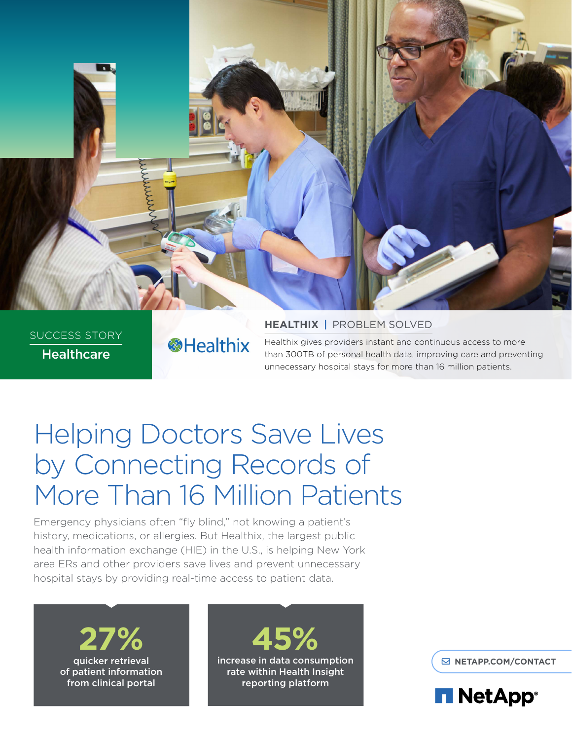SUCCESS STORY

**Healthcare**

Healthix

**HEALTHIX** | PROBLEM SOLVED

Healthix gives providers instant and continuous access to more than 300TB of personal health data, improving care and preventing unnecessary hospital stays for more than 16 million patients.

# Helping Doctors Save Lives by Connecting Records of More Than 16 Million Patients

Emergency physicians often "fly blind," not knowing a patient's history, medications, or allergies. But Healthix, the largest public health information exchange (HIE) in the U.S., is helping New York area ERs and other providers save lives and prevent unnecessary hospital stays by providing real-time access to patient data.

**27%**
**quicker retrieval of patient information from clinical portal**

**45%**
**increase in data consumption rate within Health Insight reporting platform**

**NETAPP.COM/CONTACT**

NetApp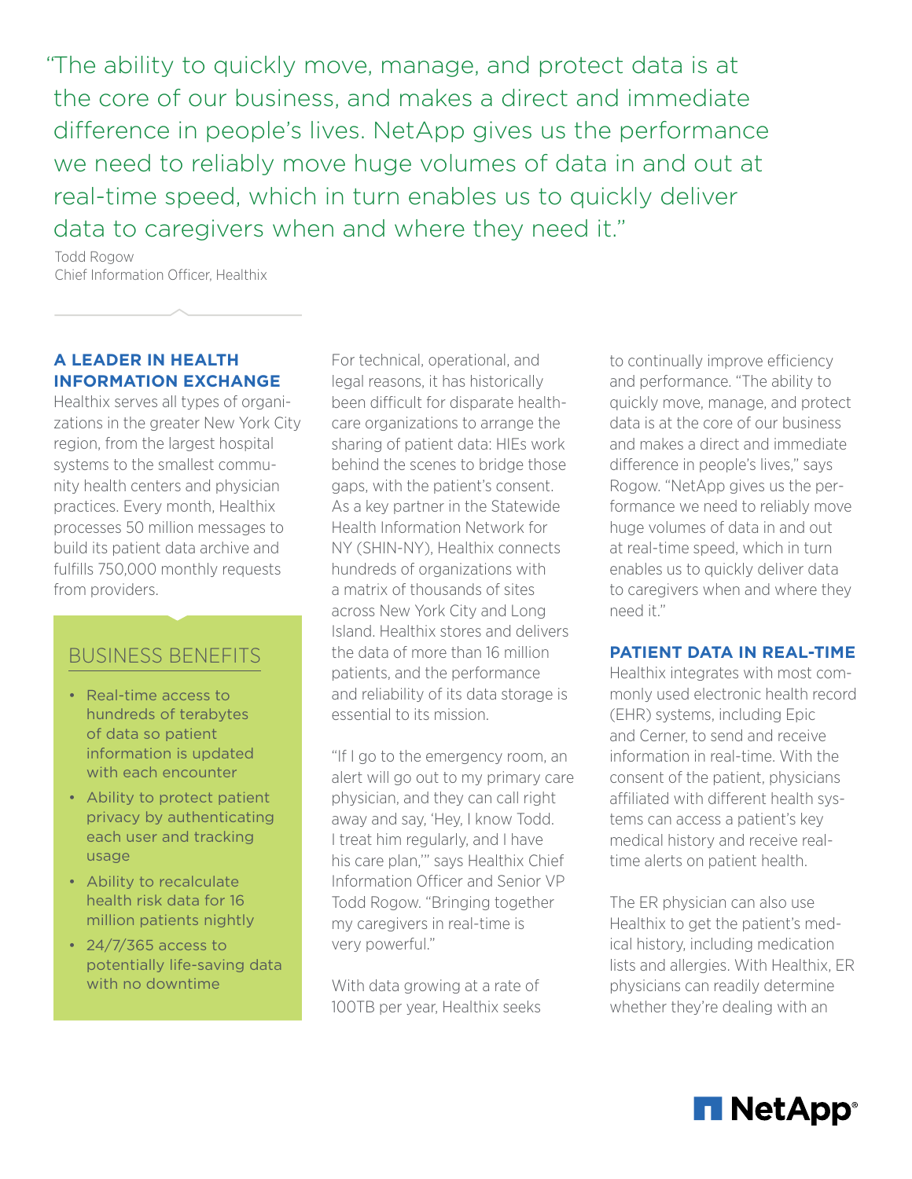> "The ability to quickly move, manage, and protect data is at the core of our business, and makes a direct and immediate difference in people's lives. NetApp gives us the performance we need to reliably move huge volumes of data in and out at real-time speed, which in turn enables us to quickly deliver data to caregivers when and where they need it."
>
> Todd Rogow
> Chief Information Officer, Healthix

## A LEADER IN HEALTH INFORMATION EXCHANGE

Healthix serves all types of organizations in the greater New York City region, from the largest hospital systems to the smallest community health centers and physician practices. Every month, Healthix processes 50 million messages to build its patient data archive and fulfills 750,000 monthly requests from providers.

### BUSINESS BENEFITS

- Real-time access to hundreds of terabytes of data so patient information is updated with each encounter
- Ability to protect patient privacy by authenticating each user and tracking usage
- Ability to recalculate health risk data for 16 million patients nightly
- 24/7/365 access to potentially life-saving data with no downtime

For technical, operational, and legal reasons, it has historically been difficult for disparate healthcare organizations to arrange the sharing of patient data: HIEs work behind the scenes to bridge those gaps, with the patient's consent. As a key partner in the Statewide Health Information Network for NY (SHIN-NY), Healthix connects hundreds of organizations with a matrix of thousands of sites across New York City and Long Island. Healthix stores and delivers the data of more than 16 million patients, and the performance and reliability of its data storage is essential to its mission.

"If I go to the emergency room, an alert will go out to my primary care physician, and they can call right away and say, 'Hey, I know Todd. I treat him regularly, and I have his care plan,'" says Healthix Chief Information Officer and Senior VP Todd Rogow. "Bringing together my caregivers in real-time is very powerful."

With data growing at a rate of 100TB per year, Healthix seeks to continually improve efficiency and performance. "The ability to quickly move, manage, and protect data is at the core of our business and makes a direct and immediate difference in people's lives," says Rogow. "NetApp gives us the performance we need to reliably move huge volumes of data in and out at real-time speed, which in turn enables us to quickly deliver data to caregivers when and where they need it."

## PATIENT DATA IN REAL-TIME

Healthix integrates with most commonly used electronic health record (EHR) systems, including Epic and Cerner, to send and receive information in real-time. With the consent of the patient, physicians affiliated with different health systems can access a patient's key medical history and receive real-time alerts on patient health.

The ER physician can also use Healthix to get the patient's medical history, including medication lists and allergies. With Healthix, ER physicians can readily determine whether they're dealing with an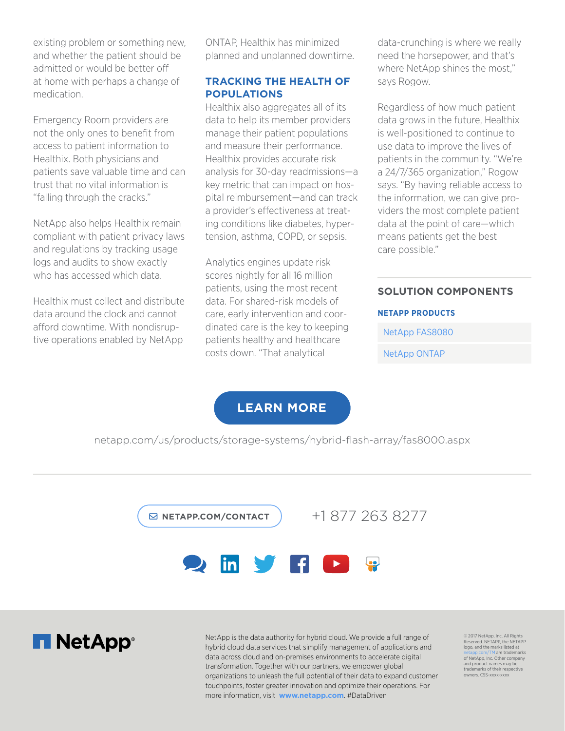existing problem or something new, and whether the patient should be admitted or would be better off at home with perhaps a change of medication.

Emergency Room providers are not the only ones to benefit from access to patient information to Healthix. Both physicians and patients save valuable time and can trust that no vital information is "falling through the cracks."

NetApp also helps Healthix remain compliant with patient privacy laws and regulations by tracking usage logs and audits to show exactly who has accessed which data.

Healthix must collect and distribute data around the clock and cannot afford downtime. With nondisruptive operations enabled by NetApp ONTAP, Healthix has minimized planned and unplanned downtime.

## TRACKING THE HEALTH OF POPULATIONS

Healthix also aggregates all of its data to help its member providers manage their patient populations and measure their performance. Healthix provides accurate risk analysis for 30-day readmissions—a key metric that can impact on hospital reimbursement—and can track a provider's effectiveness at treating conditions like diabetes, hypertension, asthma, COPD, or sepsis.

Analytics engines update risk scores nightly for all 16 million patients, using the most recent data. For shared-risk models of care, early intervention and coordinated care is the key to keeping patients healthy and healthcare costs down. "That analytical data-crunching is where we really need the horsepower, and that's where NetApp shines the most," says Rogow.

Regardless of how much patient data grows in the future, Healthix is well-positioned to continue to use data to improve the lives of patients in the community. "We're a 24/7/365 organization," Rogow says. "By having reliable access to the information, we can give providers the most complete patient data at the point of care—which means patients get the best care possible."

## SOLUTION COMPONENTS

### NETAPP PRODUCTS

- NetApp FAS8080
- NetApp ONTAP

**LEARN MORE**

netapp.com/us/products/storage-systems/hybrid-flash-array/fas8000.aspx

NETAPP.COM/CONTACT

+1 877 263 8277

NetApp

NetApp is the data authority for hybrid cloud. We provide a full range of hybrid cloud data services that simplify management of applications and data across cloud and on-premises environments to accelerate digital transformation. Together with our partners, we empower global organizations to unleash the full potential of their data to expand customer touchpoints, foster greater innovation and optimize their operations. For more information, visit **www.netapp.com**. #DataDriven

© 2017 NetApp, Inc. All Rights Reserved. NETAPP, the NETAPP logo, and the marks listed at netapp.com/TM are trademarks of NetApp, Inc. Other company and product names may be trademarks of their respective owners. CSS-xxxx-xxxx